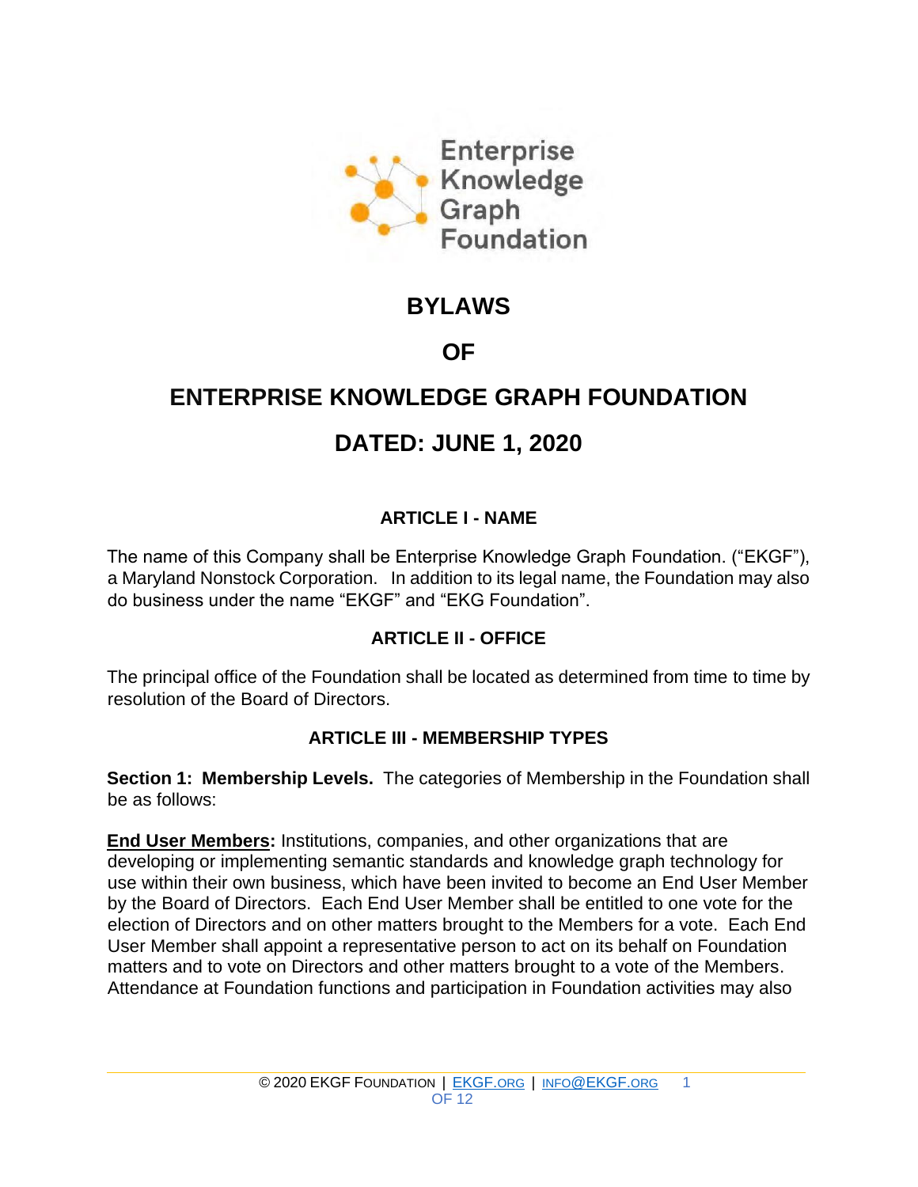# BYLAWS

# OF

# ENTERPRISE KNOWLEDGE GRAPH FOUNDATION

# DATED: JUNE 1, 2020

## ARTICLE I - NAME

The name of this Company shall be Enterprise Knowledge Graph Foundation. ("EKGF"), a Maryland Nonstock Corporation. In addition to its legal name, the Foundation may also do business under the name "EKGF" and "EKG Foundation".

## ARTICLE II - OFFICE

The principal office of the Foundation shall be located as determined from time to time by resolution of the Board of Directors.

## ARTICLE III - MEMBERSHIP TYPES

**Section 1: Membership Levels.** The categories of Membership in the Foundation shall be as follows:

**End User Members:** Institutions, companies, and other organizations that are developing or implementing semantic standards and knowledge graph technology for use within their own business, which have been invited to become an End User Member by the Board of Directors. Each End User Member shall be entitled to one vote for the election of Directors and on other matters brought to the Members for a vote. Each End User Member shall appoint a representative person to act on its behalf on Foundation matters and to vote on Directors and other matters brought to a vote of the Members. Attendance at Foundation functions and participation in Foundation activities may also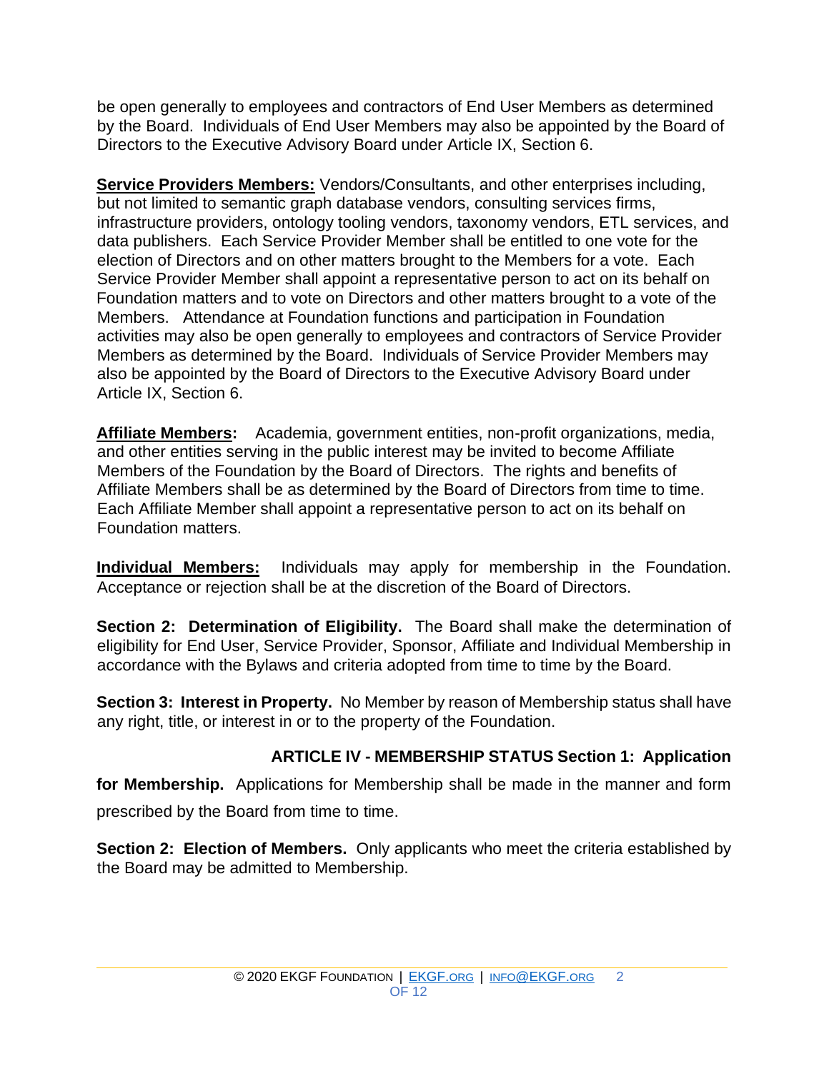be open generally to employees and contractors of End User Members as determined by the Board. Individuals of End User Members may also be appointed by the Board of Directors to the Executive Advisory Board under Article IX, Section 6.

**Service Providers Members:** Vendors/Consultants, and other enterprises including, but not limited to semantic graph database vendors, consulting services firms, infrastructure providers, ontology tooling vendors, taxonomy vendors, ETL services, and data publishers. Each Service Provider Member shall be entitled to one vote for the election of Directors and on other matters brought to the Members for a vote. Each Service Provider Member shall appoint a representative person to act on its behalf on Foundation matters and to vote on Directors and other matters brought to a vote of the Members. Attendance at Foundation functions and participation in Foundation activities may also be open generally to employees and contractors of Service Provider Members as determined by the Board. Individuals of Service Provider Members may also be appointed by the Board of Directors to the Executive Advisory Board under Article IX, Section 6.

**Affiliate Members:** Academia, government entities, non-profit organizations, media, and other entities serving in the public interest may be invited to become Affiliate Members of the Foundation by the Board of Directors. The rights and benefits of Affiliate Members shall be as determined by the Board of Directors from time to time. Each Affiliate Member shall appoint a representative person to act on its behalf on Foundation matters.

**Individual Members:** Individuals may apply for membership in the Foundation. Acceptance or rejection shall be at the discretion of the Board of Directors.

**Section 2: Determination of Eligibility.** The Board shall make the determination of eligibility for End User, Service Provider, Sponsor, Affiliate and Individual Membership in accordance with the Bylaws and criteria adopted from time to time by the Board.

**Section 3: Interest in Property.** No Member by reason of Membership status shall have any right, title, or interest in or to the property of the Foundation.

## ARTICLE IV - MEMBERSHIP STATUS

**Section 1: Application for Membership.** Applications for Membership shall be made in the manner and form prescribed by the Board from time to time.

**Section 2: Election of Members.** Only applicants who meet the criteria established by the Board may be admitted to Membership.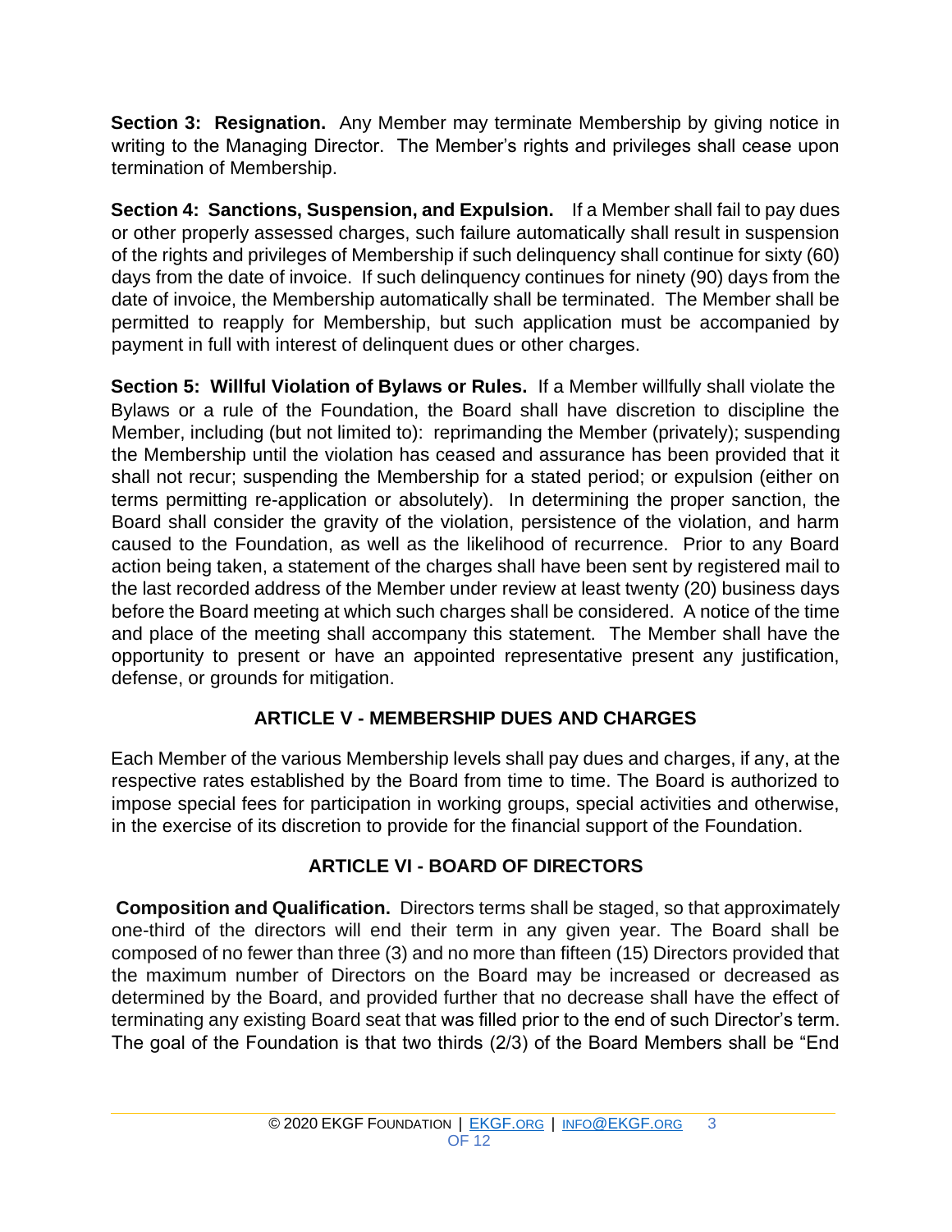**Section 3: Resignation.** Any Member may terminate Membership by giving notice in writing to the Managing Director. The Member's rights and privileges shall cease upon termination of Membership.

**Section 4: Sanctions, Suspension, and Expulsion.** If a Member shall fail to pay dues or other properly assessed charges, such failure automatically shall result in suspension of the rights and privileges of Membership if such delinquency shall continue for sixty (60) days from the date of invoice. If such delinquency continues for ninety (90) days from the date of invoice, the Membership automatically shall be terminated. The Member shall be permitted to reapply for Membership, but such application must be accompanied by payment in full with interest of delinquent dues or other charges.

**Section 5: Willful Violation of Bylaws or Rules.** If a Member willfully shall violate the Bylaws or a rule of the Foundation, the Board shall have discretion to discipline the Member, including (but not limited to): reprimanding the Member (privately); suspending the Membership until the violation has ceased and assurance has been provided that it shall not recur; suspending the Membership for a stated period; or expulsion (either on terms permitting re-application or absolutely). In determining the proper sanction, the Board shall consider the gravity of the violation, persistence of the violation, and harm caused to the Foundation, as well as the likelihood of recurrence. Prior to any Board action being taken, a statement of the charges shall have been sent by registered mail to the last recorded address of the Member under review at least twenty (20) business days before the Board meeting at which such charges shall be considered. A notice of the time and place of the meeting shall accompany this statement. The Member shall have the opportunity to present or have an appointed representative present any justification, defense, or grounds for mitigation.

## ARTICLE V - MEMBERSHIP DUES AND CHARGES

Each Member of the various Membership levels shall pay dues and charges, if any, at the respective rates established by the Board from time to time. The Board is authorized to impose special fees for participation in working groups, special activities and otherwise, in the exercise of its discretion to provide for the financial support of the Foundation.

## ARTICLE VI - BOARD OF DIRECTORS

**Composition and Qualification.** Directors terms shall be staged, so that approximately one-third of the directors will end their term in any given year. The Board shall be composed of no fewer than three (3) and no more than fifteen (15) Directors provided that the maximum number of Directors on the Board may be increased or decreased as determined by the Board, and provided further that no decrease shall have the effect of terminating any existing Board seat that was filled prior to the end of such Director's term. The goal of the Foundation is that two thirds (2/3) of the Board Members shall be "End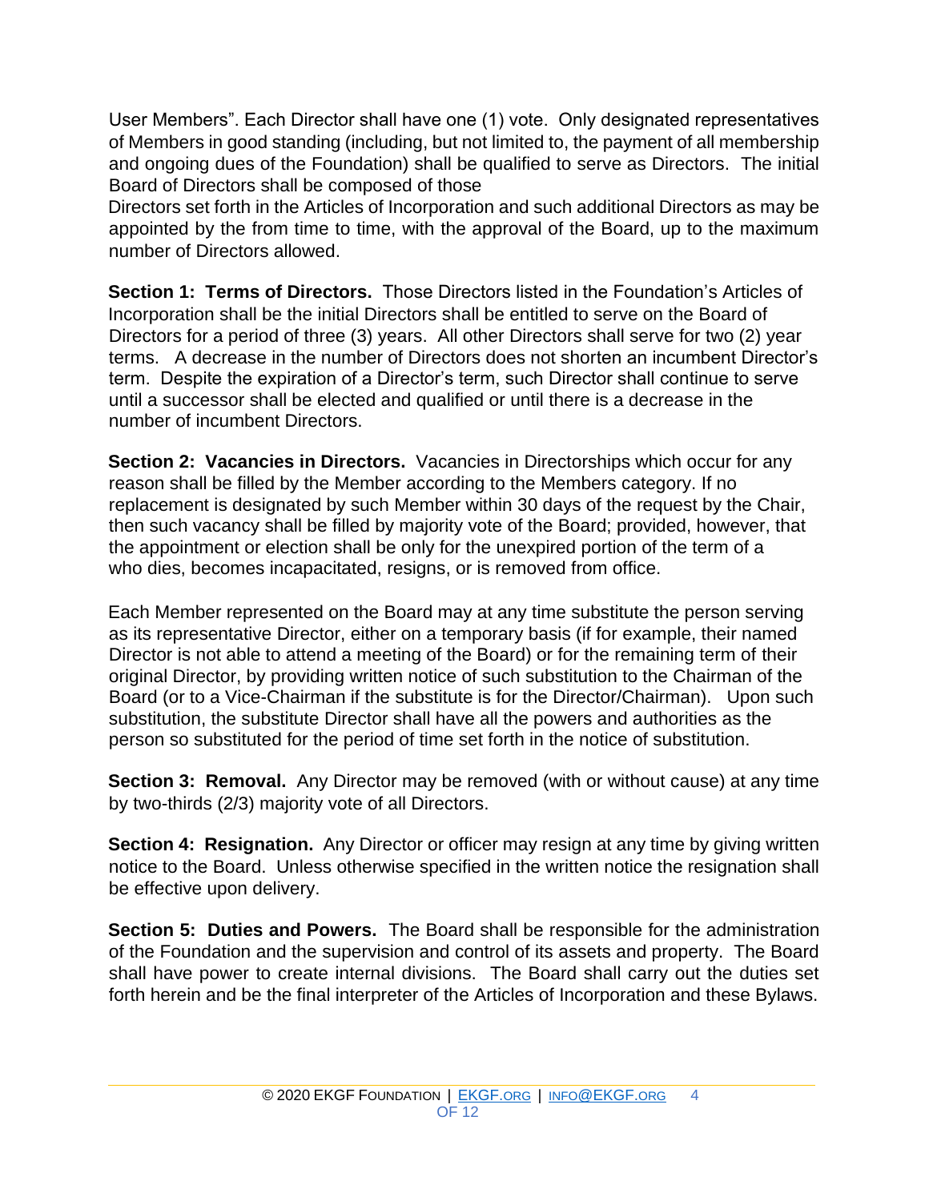User Members". Each Director shall have one (1) vote. Only designated representatives of Members in good standing (including, but not limited to, the payment of all membership and ongoing dues of the Foundation) shall be qualified to serve as Directors. The initial Board of Directors shall be composed of those Directors set forth in the Articles of Incorporation and such additional Directors as may be appointed by the from time to time, with the approval of the Board, up to the maximum number of Directors allowed.

**Section 1: Terms of Directors.** Those Directors listed in the Foundation's Articles of Incorporation shall be the initial Directors shall be entitled to serve on the Board of Directors for a period of three (3) years. All other Directors shall serve for two (2) year terms. A decrease in the number of Directors does not shorten an incumbent Director's term. Despite the expiration of a Director's term, such Director shall continue to serve until a successor shall be elected and qualified or until there is a decrease in the number of incumbent Directors.

**Section 2: Vacancies in Directors.** Vacancies in Directorships which occur for any reason shall be filled by the Member according to the Members category. If no replacement is designated by such Member within 30 days of the request by the Chair, then such vacancy shall be filled by majority vote of the Board; provided, however, that the appointment or election shall be only for the unexpired portion of the term of a who dies, becomes incapacitated, resigns, or is removed from office.

Each Member represented on the Board may at any time substitute the person serving as its representative Director, either on a temporary basis (if for example, their named Director is not able to attend a meeting of the Board) or for the remaining term of their original Director, by providing written notice of such substitution to the Chairman of the Board (or to a Vice-Chairman if the substitute is for the Director/Chairman). Upon such substitution, the substitute Director shall have all the powers and authorities as the person so substituted for the period of time set forth in the notice of substitution.

**Section 3: Removal.** Any Director may be removed (with or without cause) at any time by two-thirds (2/3) majority vote of all Directors.

**Section 4: Resignation.** Any Director or officer may resign at any time by giving written notice to the Board. Unless otherwise specified in the written notice the resignation shall be effective upon delivery.

**Section 5: Duties and Powers.** The Board shall be responsible for the administration of the Foundation and the supervision and control of its assets and property. The Board shall have power to create internal divisions. The Board shall carry out the duties set forth herein and be the final interpreter of the Articles of Incorporation and these Bylaws.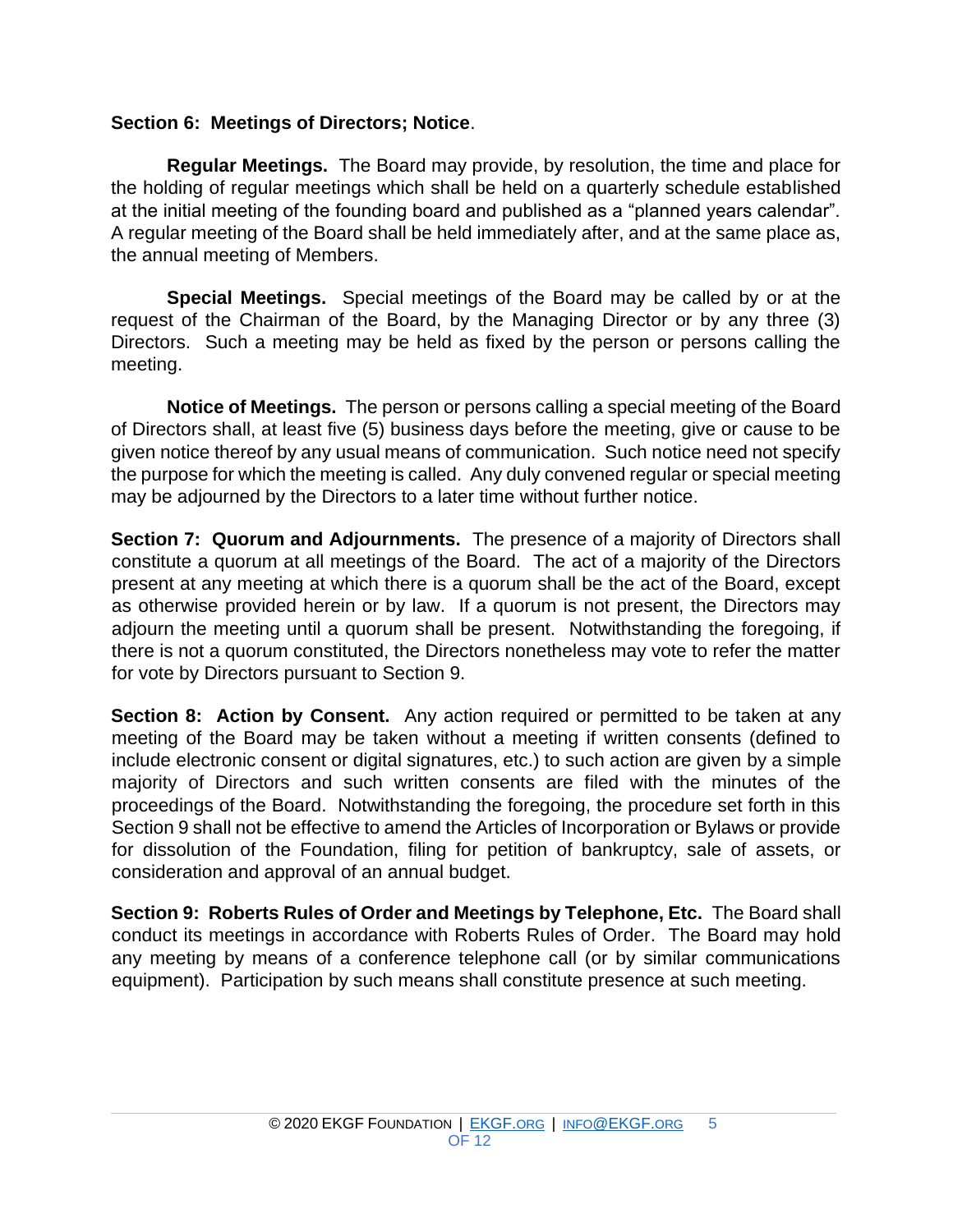**Section 6: Meetings of Directors; Notice**.

**Regular Meetings.** The Board may provide, by resolution, the time and place for the holding of regular meetings which shall be held on a quarterly schedule established at the initial meeting of the founding board and published as a "planned years calendar". A regular meeting of the Board shall be held immediately after, and at the same place as, the annual meeting of Members.

**Special Meetings.** Special meetings of the Board may be called by or at the request of the Chairman of the Board, by the Managing Director or by any three (3) Directors. Such a meeting may be held as fixed by the person or persons calling the meeting.

**Notice of Meetings.** The person or persons calling a special meeting of the Board of Directors shall, at least five (5) business days before the meeting, give or cause to be given notice thereof by any usual means of communication. Such notice need not specify the purpose for which the meeting is called. Any duly convened regular or special meeting may be adjourned by the Directors to a later time without further notice.

**Section 7: Quorum and Adjournments.** The presence of a majority of Directors shall constitute a quorum at all meetings of the Board. The act of a majority of the Directors present at any meeting at which there is a quorum shall be the act of the Board, except as otherwise provided herein or by law. If a quorum is not present, the Directors may adjourn the meeting until a quorum shall be present. Notwithstanding the foregoing, if there is not a quorum constituted, the Directors nonetheless may vote to refer the matter for vote by Directors pursuant to Section 9.

**Section 8: Action by Consent.** Any action required or permitted to be taken at any meeting of the Board may be taken without a meeting if written consents (defined to include electronic consent or digital signatures, etc.) to such action are given by a simple majority of Directors and such written consents are filed with the minutes of the proceedings of the Board. Notwithstanding the foregoing, the procedure set forth in this Section 9 shall not be effective to amend the Articles of Incorporation or Bylaws or provide for dissolution of the Foundation, filing for petition of bankruptcy, sale of assets, or consideration and approval of an annual budget.

**Section 9: Roberts Rules of Order and Meetings by Telephone, Etc.** The Board shall conduct its meetings in accordance with Roberts Rules of Order. The Board may hold any meeting by means of a conference telephone call (or by similar communications equipment). Participation by such means shall constitute presence at such meeting.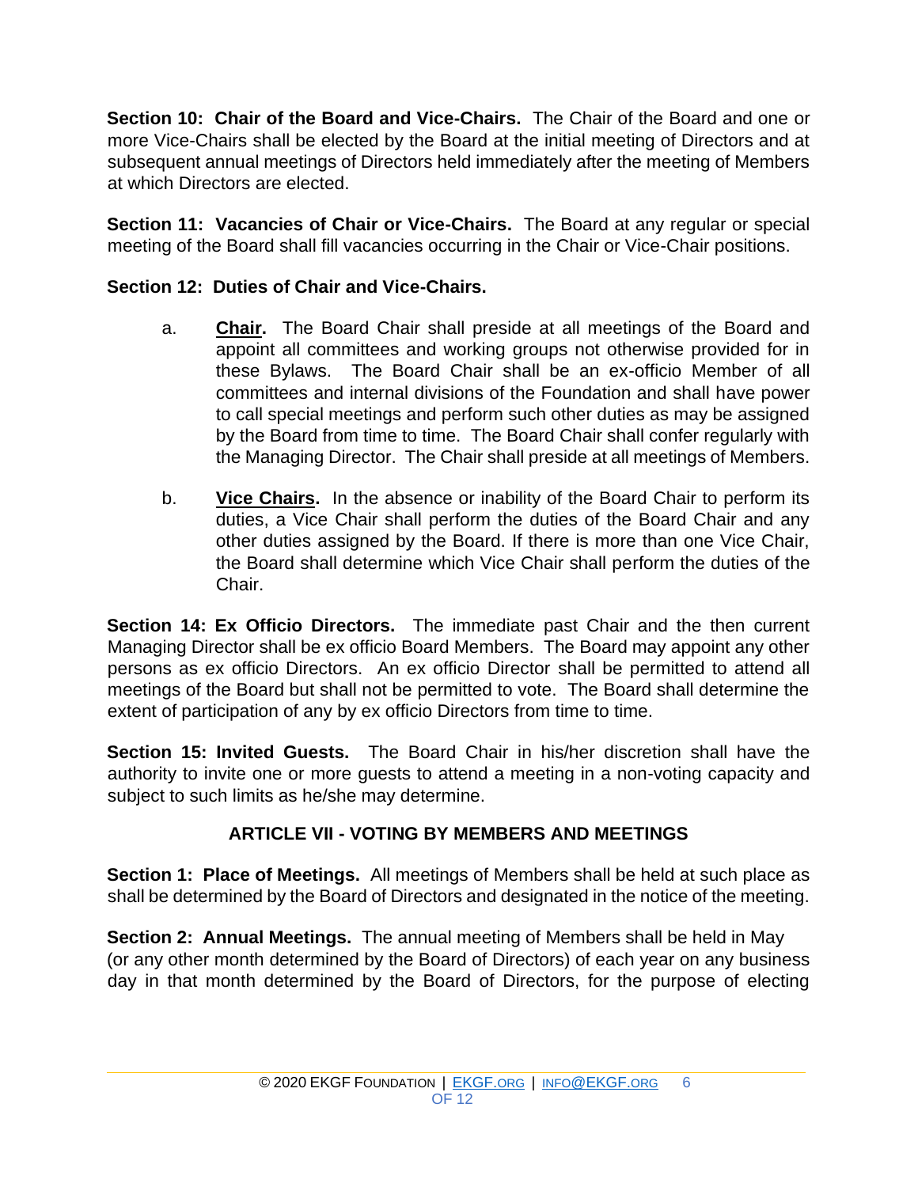**Section 10: Chair of the Board and Vice-Chairs.** The Chair of the Board and one or more Vice-Chairs shall be elected by the Board at the initial meeting of Directors and at subsequent annual meetings of Directors held immediately after the meeting of Members at which Directors are elected.

**Section 11: Vacancies of Chair or Vice-Chairs.** The Board at any regular or special meeting of the Board shall fill vacancies occurring in the Chair or Vice-Chair positions.

**Section 12: Duties of Chair and Vice-Chairs.**

a. **Chair.** The Board Chair shall preside at all meetings of the Board and appoint all committees and working groups not otherwise provided for in these Bylaws. The Board Chair shall be an ex-officio Member of all committees and internal divisions of the Foundation and shall have power to call special meetings and perform such other duties as may be assigned by the Board from time to time. The Board Chair shall confer regularly with the Managing Director. The Chair shall preside at all meetings of Members.

b. **Vice Chairs.** In the absence or inability of the Board Chair to perform its duties, a Vice Chair shall perform the duties of the Board Chair and any other duties assigned by the Board. If there is more than one Vice Chair, the Board shall determine which Vice Chair shall perform the duties of the Chair.

**Section 14: Ex Officio Directors.** The immediate past Chair and the then current Managing Director shall be ex officio Board Members. The Board may appoint any other persons as ex officio Directors. An ex officio Director shall be permitted to attend all meetings of the Board but shall not be permitted to vote. The Board shall determine the extent of participation of any by ex officio Directors from time to time.

**Section 15: Invited Guests.** The Board Chair in his/her discretion shall have the authority to invite one or more guests to attend a meeting in a non-voting capacity and subject to such limits as he/she may determine.

## ARTICLE VII - VOTING BY MEMBERS AND MEETINGS

**Section 1: Place of Meetings.** All meetings of Members shall be held at such place as shall be determined by the Board of Directors and designated in the notice of the meeting.

**Section 2: Annual Meetings.** The annual meeting of Members shall be held in May (or any other month determined by the Board of Directors) of each year on any business day in that month determined by the Board of Directors, for the purpose of electing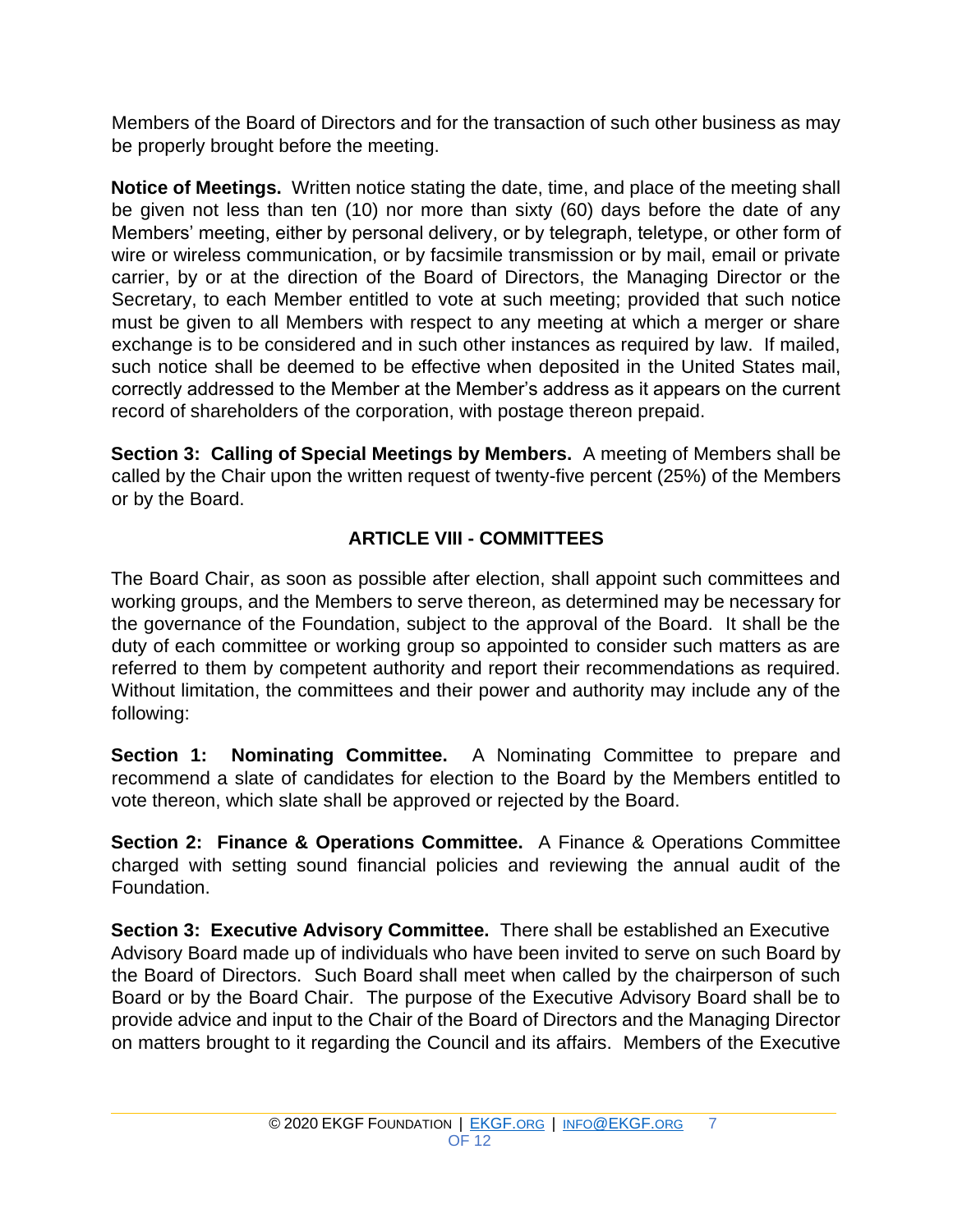Members of the Board of Directors and for the transaction of such other business as may be properly brought before the meeting.

**Notice of Meetings.** Written notice stating the date, time, and place of the meeting shall be given not less than ten (10) nor more than sixty (60) days before the date of any Members' meeting, either by personal delivery, or by telegraph, teletype, or other form of wire or wireless communication, or by facsimile transmission or by mail, email or private carrier, by or at the direction of the Board of Directors, the Managing Director or the Secretary, to each Member entitled to vote at such meeting; provided that such notice must be given to all Members with respect to any meeting at which a merger or share exchange is to be considered and in such other instances as required by law. If mailed, such notice shall be deemed to be effective when deposited in the United States mail, correctly addressed to the Member at the Member's address as it appears on the current record of shareholders of the corporation, with postage thereon prepaid.

**Section 3: Calling of Special Meetings by Members.** A meeting of Members shall be called by the Chair upon the written request of twenty-five percent (25%) of the Members or by the Board.

## ARTICLE VIII - COMMITTEES

The Board Chair, as soon as possible after election, shall appoint such committees and working groups, and the Members to serve thereon, as determined may be necessary for the governance of the Foundation, subject to the approval of the Board. It shall be the duty of each committee or working group so appointed to consider such matters as are referred to them by competent authority and report their recommendations as required. Without limitation, the committees and their power and authority may include any of the following:

**Section 1: Nominating Committee.** A Nominating Committee to prepare and recommend a slate of candidates for election to the Board by the Members entitled to vote thereon, which slate shall be approved or rejected by the Board.

**Section 2: Finance & Operations Committee.** A Finance & Operations Committee charged with setting sound financial policies and reviewing the annual audit of the Foundation.

**Section 3: Executive Advisory Committee.** There shall be established an Executive Advisory Board made up of individuals who have been invited to serve on such Board by the Board of Directors. Such Board shall meet when called by the chairperson of such Board or by the Board Chair. The purpose of the Executive Advisory Board shall be to provide advice and input to the Chair of the Board of Directors and the Managing Director on matters brought to it regarding the Council and its affairs. Members of the Executive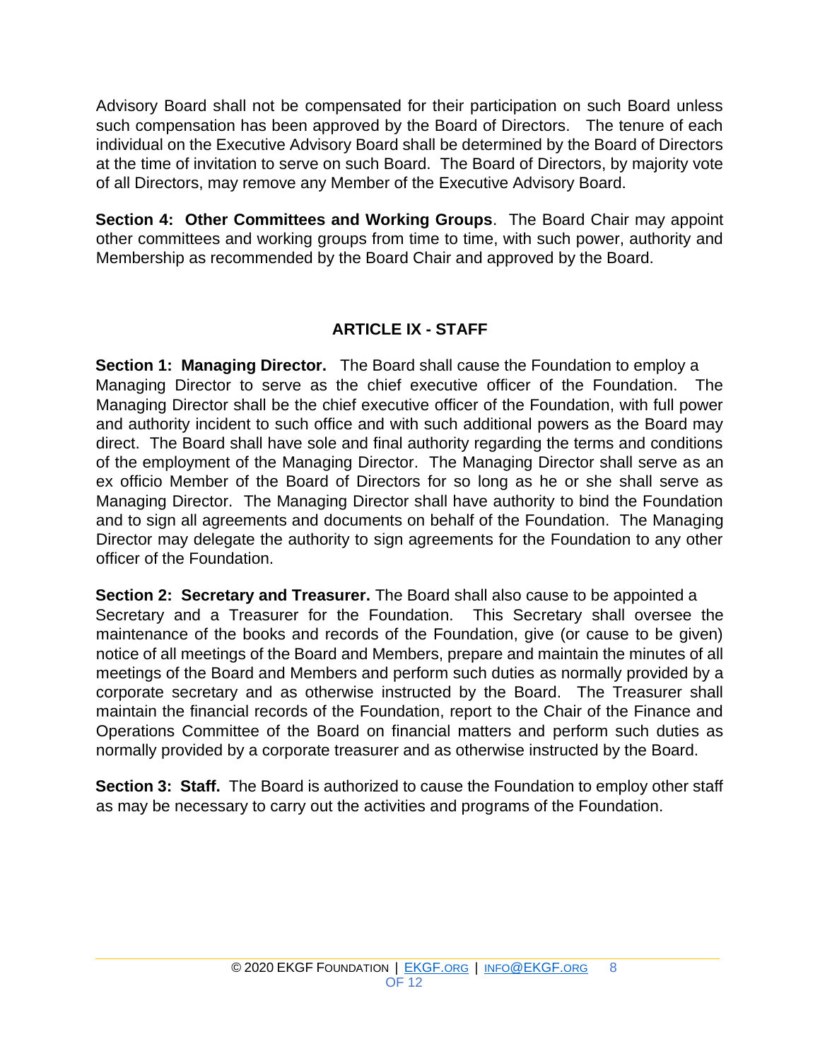Advisory Board shall not be compensated for their participation on such Board unless such compensation has been approved by the Board of Directors. The tenure of each individual on the Executive Advisory Board shall be determined by the Board of Directors at the time of invitation to serve on such Board. The Board of Directors, by majority vote of all Directors, may remove any Member of the Executive Advisory Board.

**Section 4: Other Committees and Working Groups**. The Board Chair may appoint other committees and working groups from time to time, with such power, authority and Membership as recommended by the Board Chair and approved by the Board.

## ARTICLE IX - STAFF

**Section 1: Managing Director.** The Board shall cause the Foundation to employ a Managing Director to serve as the chief executive officer of the Foundation. The Managing Director shall be the chief executive officer of the Foundation, with full power and authority incident to such office and with such additional powers as the Board may direct. The Board shall have sole and final authority regarding the terms and conditions of the employment of the Managing Director. The Managing Director shall serve as an ex officio Member of the Board of Directors for so long as he or she shall serve as Managing Director. The Managing Director shall have authority to bind the Foundation and to sign all agreements and documents on behalf of the Foundation. The Managing Director may delegate the authority to sign agreements for the Foundation to any other officer of the Foundation.

**Section 2: Secretary and Treasurer.** The Board shall also cause to be appointed a Secretary and a Treasurer for the Foundation. This Secretary shall oversee the maintenance of the books and records of the Foundation, give (or cause to be given) notice of all meetings of the Board and Members, prepare and maintain the minutes of all meetings of the Board and Members and perform such duties as normally provided by a corporate secretary and as otherwise instructed by the Board. The Treasurer shall maintain the financial records of the Foundation, report to the Chair of the Finance and Operations Committee of the Board on financial matters and perform such duties as normally provided by a corporate treasurer and as otherwise instructed by the Board.

**Section 3: Staff.** The Board is authorized to cause the Foundation to employ other staff as may be necessary to carry out the activities and programs of the Foundation.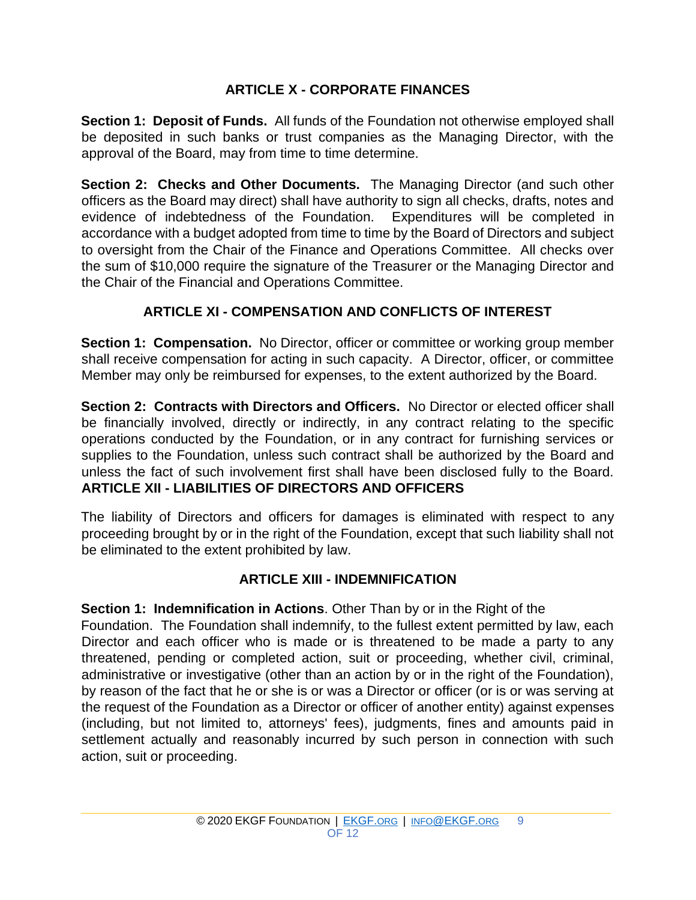## ARTICLE X - CORPORATE FINANCES

**Section 1: Deposit of Funds.** All funds of the Foundation not otherwise employed shall be deposited in such banks or trust companies as the Managing Director, with the approval of the Board, may from time to time determine.

**Section 2: Checks and Other Documents.** The Managing Director (and such other officers as the Board may direct) shall have authority to sign all checks, drafts, notes and evidence of indebtedness of the Foundation. Expenditures will be completed in accordance with a budget adopted from time to time by the Board of Directors and subject to oversight from the Chair of the Finance and Operations Committee. All checks over the sum of $10,000 require the signature of the Treasurer or the Managing Director and the Chair of the Financial and Operations Committee.

## ARTICLE XI - COMPENSATION AND CONFLICTS OF INTEREST

**Section 1: Compensation.** No Director, officer or committee or working group member shall receive compensation for acting in such capacity. A Director, officer, or committee Member may only be reimbursed for expenses, to the extent authorized by the Board.

**Section 2: Contracts with Directors and Officers.** No Director or elected officer shall be financially involved, directly or indirectly, in any contract relating to the specific operations conducted by the Foundation, or in any contract for furnishing services or supplies to the Foundation, unless such contract shall be authorized by the Board and unless the fact of such involvement first shall have been disclosed fully to the Board.

## ARTICLE XII - LIABILITIES OF DIRECTORS AND OFFICERS

The liability of Directors and officers for damages is eliminated with respect to any proceeding brought by or in the right of the Foundation, except that such liability shall not be eliminated to the extent prohibited by law.

## ARTICLE XIII - INDEMNIFICATION

**Section 1: Indemnification in Actions**. Other Than by or in the Right of the Foundation. The Foundation shall indemnify, to the fullest extent permitted by law, each Director and each officer who is made or is threatened to be made a party to any threatened, pending or completed action, suit or proceeding, whether civil, criminal, administrative or investigative (other than an action by or in the right of the Foundation), by reason of the fact that he or she is or was a Director or officer (or is or was serving at the request of the Foundation as a Director or officer of another entity) against expenses (including, but not limited to, attorneys' fees), judgments, fines and amounts paid in settlement actually and reasonably incurred by such person in connection with such action, suit or proceeding.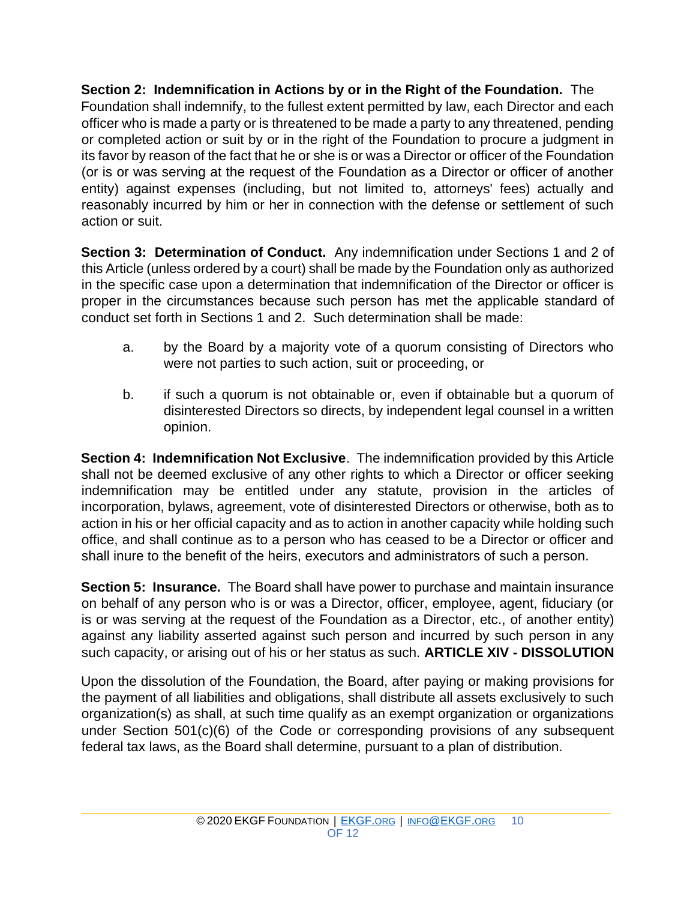**Section 2: Indemnification in Actions by or in the Right of the Foundation.** The Foundation shall indemnify, to the fullest extent permitted by law, each Director and each officer who is made a party or is threatened to be made a party to any threatened, pending or completed action or suit by or in the right of the Foundation to procure a judgment in its favor by reason of the fact that he or she is or was a Director or officer of the Foundation (or is or was serving at the request of the Foundation as a Director or officer of another entity) against expenses (including, but not limited to, attorneys' fees) actually and reasonably incurred by him or her in connection with the defense or settlement of such action or suit.

**Section 3: Determination of Conduct.** Any indemnification under Sections 1 and 2 of this Article (unless ordered by a court) shall be made by the Foundation only as authorized in the specific case upon a determination that indemnification of the Director or officer is proper in the circumstances because such person has met the applicable standard of conduct set forth in Sections 1 and 2. Such determination shall be made:

a. by the Board by a majority vote of a quorum consisting of Directors who were not parties to such action, suit or proceeding, or

b. if such a quorum is not obtainable or, even if obtainable but a quorum of disinterested Directors so directs, by independent legal counsel in a written opinion.

**Section 4: Indemnification Not Exclusive**. The indemnification provided by this Article shall not be deemed exclusive of any other rights to which a Director or officer seeking indemnification may be entitled under any statute, provision in the articles of incorporation, bylaws, agreement, vote of disinterested Directors or otherwise, both as to action in his or her official capacity and as to action in another capacity while holding such office, and shall continue as to a person who has ceased to be a Director or officer and shall inure to the benefit of the heirs, executors and administrators of such a person.

**Section 5: Insurance.** The Board shall have power to purchase and maintain insurance on behalf of any person who is or was a Director, officer, employee, agent, fiduciary (or is or was serving at the request of the Foundation as a Director, etc., of another entity) against any liability asserted against such person and incurred by such person in any such capacity, or arising out of his or her status as such.

## ARTICLE XIV - DISSOLUTION

Upon the dissolution of the Foundation, the Board, after paying or making provisions for the payment of all liabilities and obligations, shall distribute all assets exclusively to such organization(s) as shall, at such time qualify as an exempt organization or organizations under Section 501(c)(6) of the Code or corresponding provisions of any subsequent federal tax laws, as the Board shall determine, pursuant to a plan of distribution.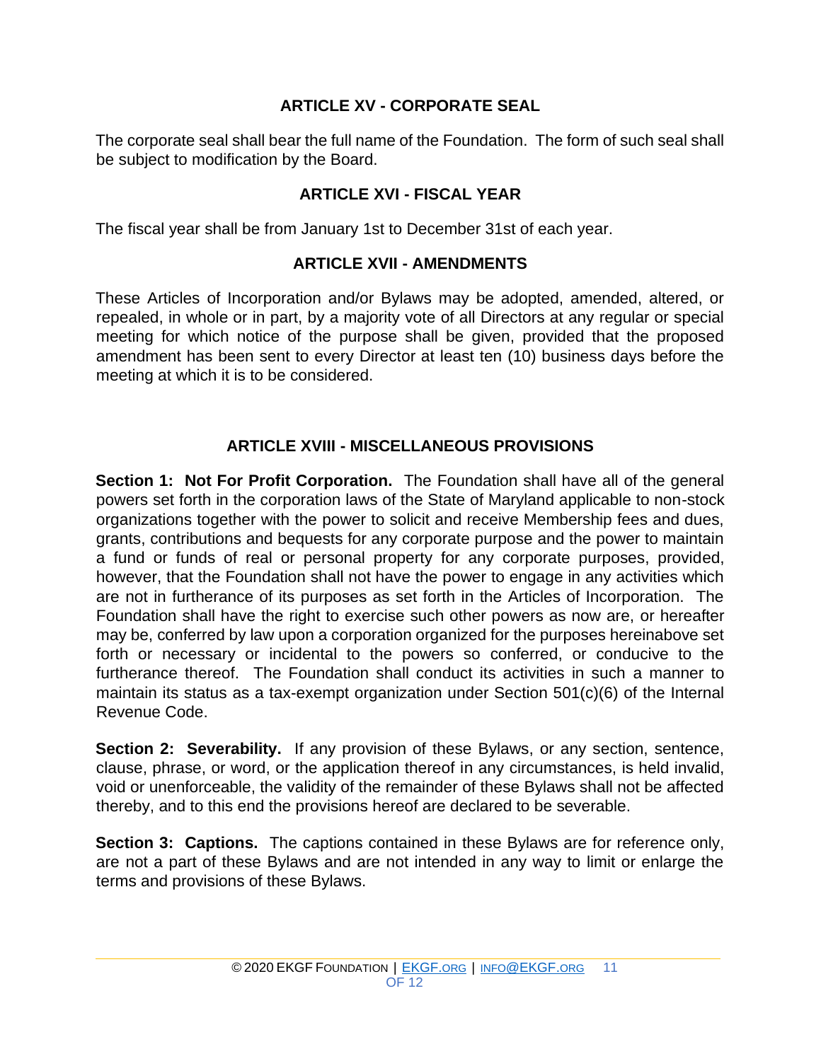## ARTICLE XV - CORPORATE SEAL

The corporate seal shall bear the full name of the Foundation. The form of such seal shall be subject to modification by the Board.

## ARTICLE XVI - FISCAL YEAR

The fiscal year shall be from January 1st to December 31st of each year.

## ARTICLE XVII - AMENDMENTS

These Articles of Incorporation and/or Bylaws may be adopted, amended, altered, or repealed, in whole or in part, by a majority vote of all Directors at any regular or special meeting for which notice of the purpose shall be given, provided that the proposed amendment has been sent to every Director at least ten (10) business days before the meeting at which it is to be considered.

## ARTICLE XVIII - MISCELLANEOUS PROVISIONS

**Section 1: Not For Profit Corporation.** The Foundation shall have all of the general powers set forth in the corporation laws of the State of Maryland applicable to non-stock organizations together with the power to solicit and receive Membership fees and dues, grants, contributions and bequests for any corporate purpose and the power to maintain a fund or funds of real or personal property for any corporate purposes, provided, however, that the Foundation shall not have the power to engage in any activities which are not in furtherance of its purposes as set forth in the Articles of Incorporation. The Foundation shall have the right to exercise such other powers as now are, or hereafter may be, conferred by law upon a corporation organized for the purposes hereinabove set forth or necessary or incidental to the powers so conferred, or conducive to the furtherance thereof. The Foundation shall conduct its activities in such a manner to maintain its status as a tax-exempt organization under Section 501(c)(6) of the Internal Revenue Code.

**Section 2: Severability.** If any provision of these Bylaws, or any section, sentence, clause, phrase, or word, or the application thereof in any circumstances, is held invalid, void or unenforceable, the validity of the remainder of these Bylaws shall not be affected thereby, and to this end the provisions hereof are declared to be severable.

**Section 3: Captions.** The captions contained in these Bylaws are for reference only, are not a part of these Bylaws and are not intended in any way to limit or enlarge the terms and provisions of these Bylaws.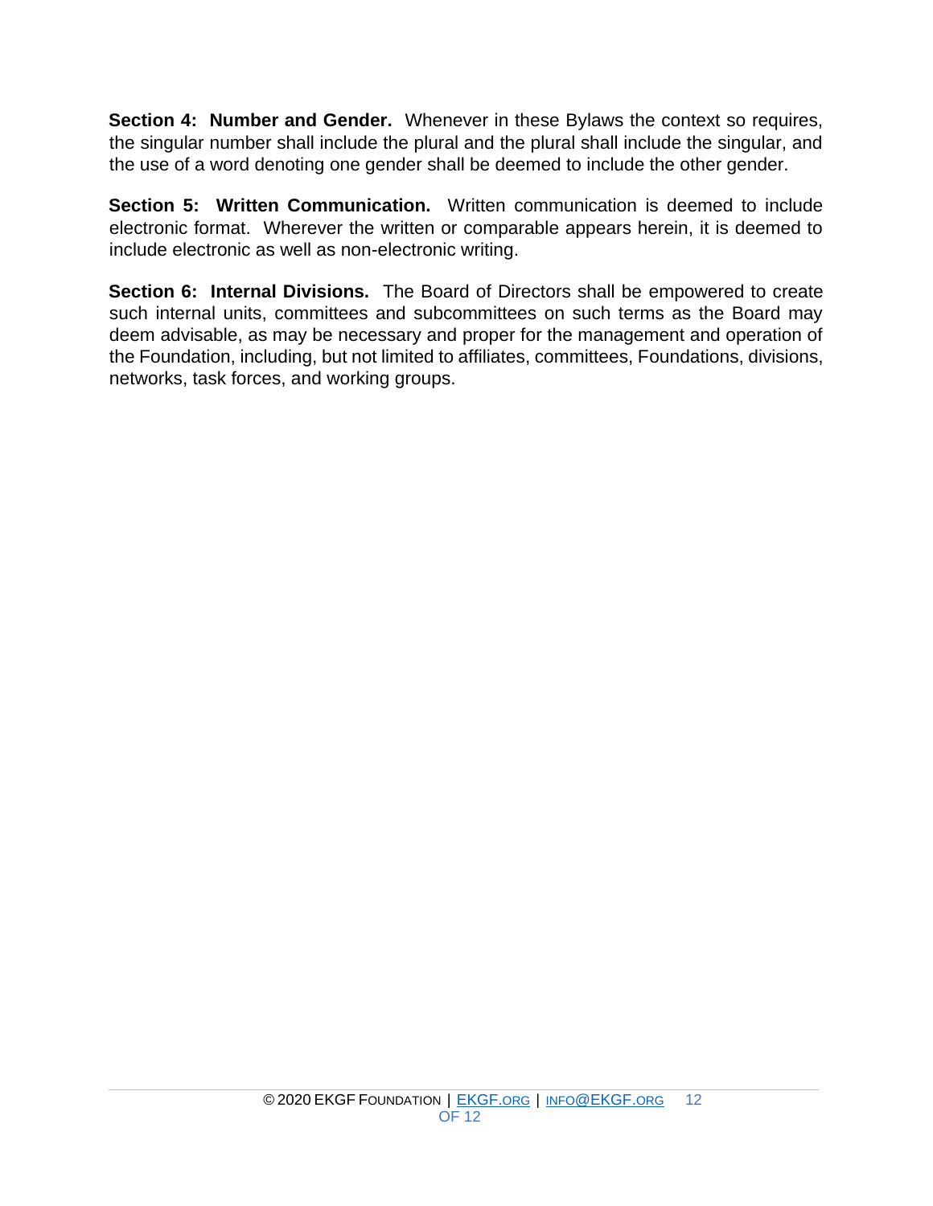**Section 4: Number and Gender.** Whenever in these Bylaws the context so requires, the singular number shall include the plural and the plural shall include the singular, and the use of a word denoting one gender shall be deemed to include the other gender.

**Section 5: Written Communication.** Written communication is deemed to include electronic format. Wherever the written or comparable appears herein, it is deemed to include electronic as well as non-electronic writing.

**Section 6: Internal Divisions.** The Board of Directors shall be empowered to create such internal units, committees and subcommittees on such terms as the Board may deem advisable, as may be necessary and proper for the management and operation of the Foundation, including, but not limited to affiliates, committees, Foundations, divisions, networks, task forces, and working groups.